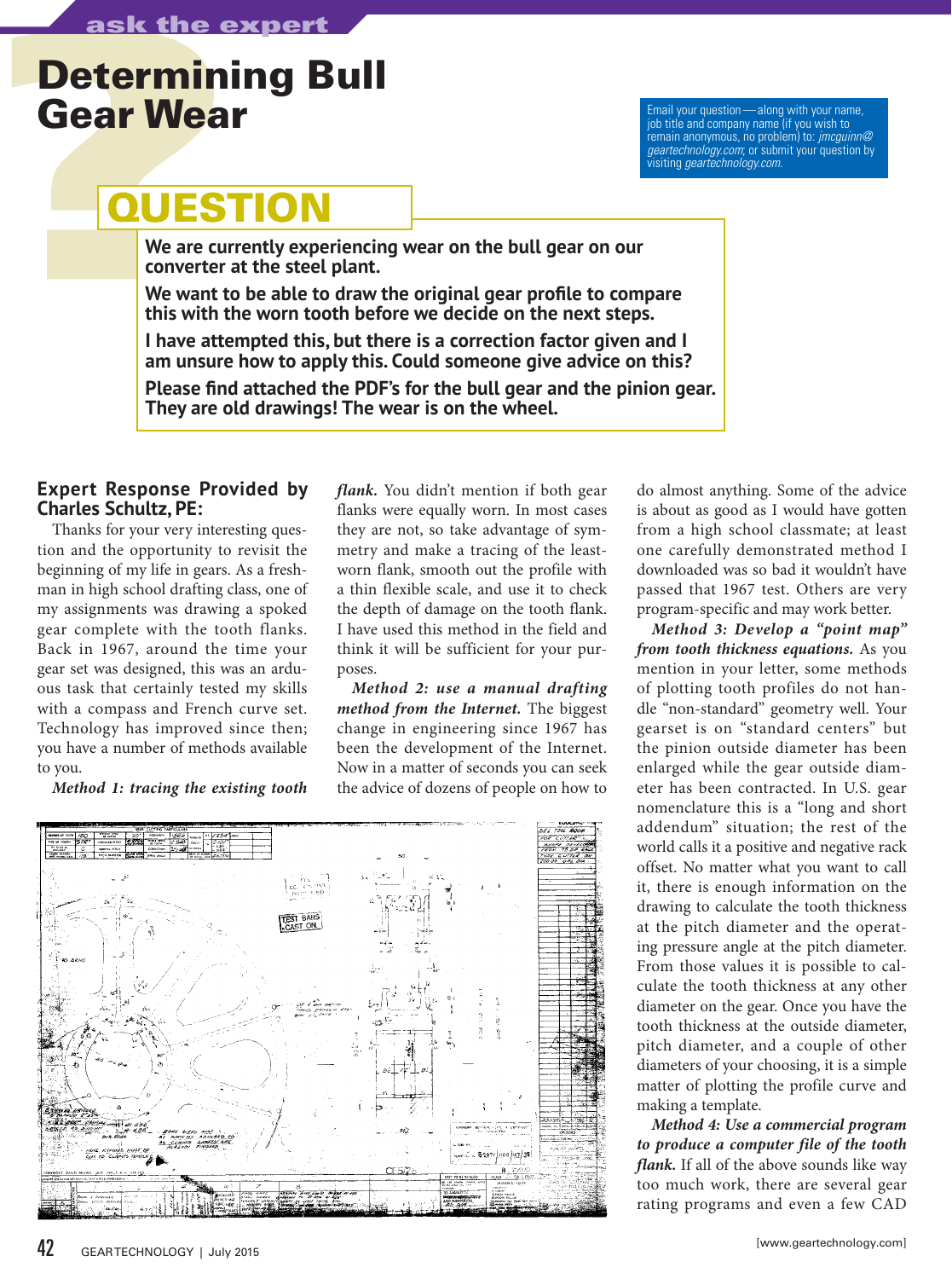ask the expert

# Determining Bull Gear Wear

Email your question—along with your name, job title and company name (if you wish to remain anonymous, no problem) to: *jmcguinn@geartechnology.com*; or submit your question by visiting *geartechnology.com*.

## QUESTION

**We are currently experiencing wear on the bull gear on our converter at the steel plant.**

**We want to be able to draw the original gear profile to compare this with the worn tooth before we decide on the next steps.**

**I have attempted this, but there is a correction factor given and I am unsure how to apply this. Could someone give advice on this?**

**Please find attached the PDF's for the bull gear and the pinion gear. They are old drawings! The wear is on the wheel.**

### Expert Response Provided by Charles Schultz, PE:

Thanks for your very interesting question and the opportunity to revisit the beginning of my life in gears. As a freshman in high school drafting class, one of my assignments was drawing a spoked gear complete with the tooth flanks. Back in 1967, around the time your gear set was designed, this was an arduous task that certainly tested my skills with a compass and French curve set. Technology has improved since then; you have a number of methods available to you.

***Method 1: tracing the existing tooth flank.*** You didn't mention if both gear flanks were equally worn. In most cases they are not, so take advantage of symmetry and make a tracing of the least-worn flank, smooth out the profile with a thin flexible scale, and use it to check the depth of damage on the tooth flank. I have used this method in the field and think it will be sufficient for your purposes.

***Method 2: use a manual drafting method from the Internet.*** The biggest change in engineering since 1967 has been the development of the Internet. Now in a matter of seconds you can seek the advice of dozens of people on how to do almost anything. Some of the advice is about as good as I would have gotten from a high school classmate; at least one carefully demonstrated method I downloaded was so bad it wouldn't have passed that 1967 test. Others are very program-specific and may work better.

***Method 3: Develop a "point map" from tooth thickness equations.*** As you mention in your letter, some methods of plotting tooth profiles do not handle "non-standard" geometry well. Your gearset is on "standard centers" but the pinion outside diameter has been enlarged while the gear outside diameter has been contracted. In U.S. gear nomenclature this is a "long and short addendum" situation; the rest of the world calls it a positive and negative rack offset. No matter what you want to call it, there is enough information on the drawing to calculate the tooth thickness at the pitch diameter and the operating pressure angle at the pitch diameter. From those values it is possible to calculate the tooth thickness at any other diameter on the gear. Once you have the tooth thickness at the outside diameter, pitch diameter, and a couple of other diameters of your choosing, it is a simple matter of plotting the profile curve and making a template.

***Method 4: Use a commercial program to produce a computer file of the tooth flank.*** If all of the above sounds like way too much work, there are several gear rating programs and even a few CAD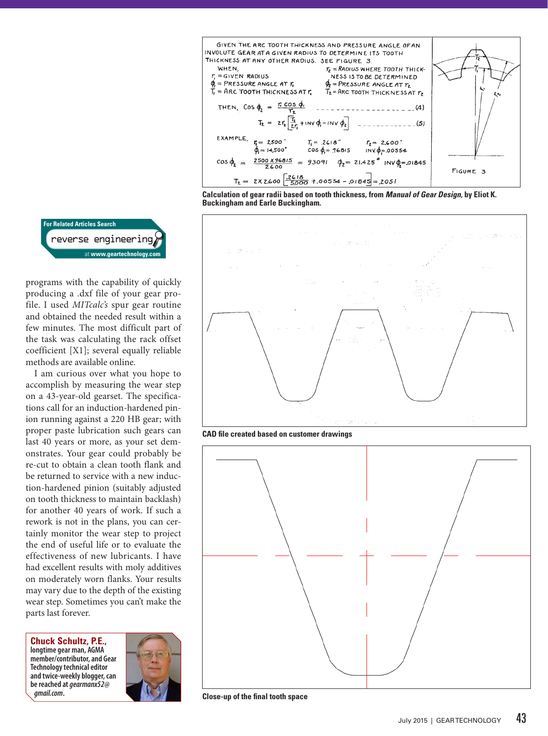programs with the capability of quickly producing a .dxf file of your gear profile. I used *MITcalc's* spur gear routine and obtained the needed result within a few minutes. The most difficult part of the task was calculating the rack offset coefficient [X1]; several equally reliable methods are available online.

I am curious over what you hope to accomplish by measuring the wear step on a 43-year-old gearset. The specifications call for an induction-hardened pinion running against a 220 HB gear; with proper paste lubrication such gears can last 40 years or more, as your set demonstrates. Your gear could probably be re-cut to obtain a clean tooth flank and be returned to service with a new induction-hardened pinion (suitably adjusted on tooth thickness to maintain backlash) for another 40 years of work. If such a rework is not in the plans, you can certainly monitor the wear step to project the end of useful life or to evaluate the effectiveness of new lubricants. I have had excellent results with moly additives on moderately worn flanks. Your results may vary due to the depth of the existing wear step. Sometimes you can't make the parts last forever.

For Related Articles Search

reverse engineering

at www.geartechnology.com

**Chuck Schultz, P.E.,** longtime gear man, AGMA member/contributor, and Gear Technology technical editor and twice-weekly blogger, can be reached at *gearmanx52@gmail.com*.

GIVEN THE ARC TOOTH THICKNESS AND PRESSURE ANGLE OF AN INVOLUTE GEAR AT A GIVEN RADIUS TO DETERMINE ITS TOOTH THICKNESS AT ANY OTHER RADIUS. SEE FIGURE 3.

WHEN,

$r_1$ = GIVEN RADIUS
$\phi_1$ = PRESSURE ANGLE AT $r_1$
$T_1$ = ARC TOOTH THICKNESS AT $r_1$
$r_2$ = RADIUS WHERE TOOTH THICKNESS IS TO BE DETERMINED
$\phi_2$ = PRESSURE ANGLE AT $r_2$
$T_2$ = ARC TOOTH THICKNESS AT $r_2$

THEN,

$$\cos\phi_2 = \frac{r_1 \cos\phi_1}{r_2} \quad (4)$$

$$T_2 = 2r_2\left[\frac{T_1}{2r_1} + \text{inv}\,\phi_1 - \text{inv}\,\phi_2\right] \quad (5)$$

EXAMPLE,

$r_1 = 2.500''$ $\quad T_1 = .2618''$ $\quad r_2 = 2.600''$
$\phi_1 = 14.500°$ $\quad \cos\phi_1 = .96815$ $\quad \text{inv}\,\phi_1 = .00554$

$$\cos\phi_2 = \frac{2.500 \times .96815}{2.600} = .93091 \quad \phi_2 = 21.425° \quad \text{inv}\,\phi_2 = .01845$$

$$T_2 = 2 \times 2.600\left[\frac{.2618}{5.000} + .00554 - .01845\right] = .2051$$

FIGURE 3

$T_2$ $T_1$ $r_1$ $r_2$

Calculation of gear radii based on tooth thickness, from *Manual of Gear Design,* by Eliot K. Buckingham and Earle Buckingham.

CAD file created based on customer drawings

Close-up of the final tooth space